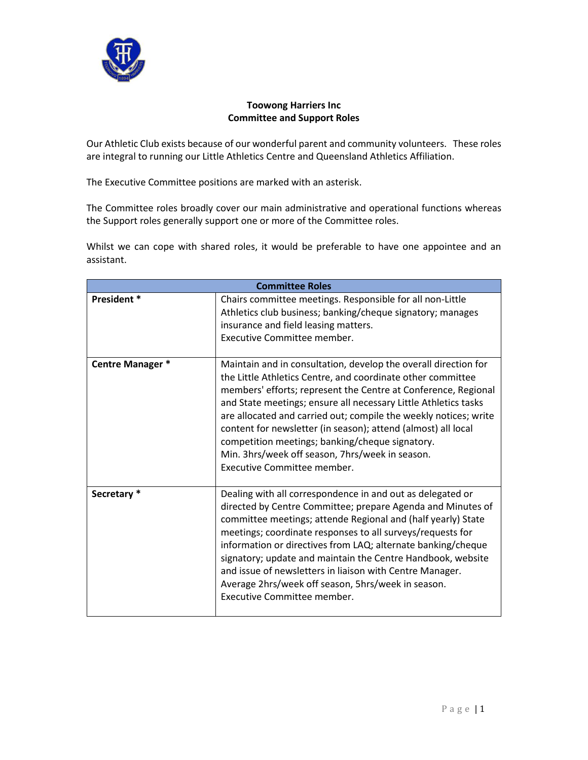# Toowong Harriers Inc
## Committee and Support Roles

Our Athletic Club exists because of our wonderful parent and community volunteers. These roles are integral to running our Little Athletics Centre and Queensland Athletics Affiliation.

The Executive Committee positions are marked with an asterisk.

The Committee roles broadly cover our main administrative and operational functions whereas the Support roles generally support one or more of the Committee roles.

Whilst we can cope with shared roles, it would be preferable to have one appointee and an assistant.

| Committee Roles | |
|---|---|
| **President *** | Chairs committee meetings. Responsible for all non-Little Athletics club business; banking/cheque signatory; manages insurance and field leasing matters.<br>Executive Committee member. |
| **Centre Manager *** | Maintain and in consultation, develop the overall direction for the Little Athletics Centre, and coordinate other committee members' efforts; represent the Centre at Conference, Regional and State meetings; ensure all necessary Little Athletics tasks are allocated and carried out; compile the weekly notices; write content for newsletter (in season); attend (almost) all local competition meetings; banking/cheque signatory.<br>Min. 3hrs/week off season, 7hrs/week in season.<br>Executive Committee member. |
| **Secretary *** | Dealing with all correspondence in and out as delegated or directed by Centre Committee; prepare Agenda and Minutes of committee meetings; attende Regional and (half yearly) State meetings; coordinate responses to all surveys/requests for information or directives from LAQ; alternate banking/cheque signatory; update and maintain the Centre Handbook, website and issue of newsletters in liaison with Centre Manager.<br>Average 2hrs/week off season, 5hrs/week in season.<br>Executive Committee member. |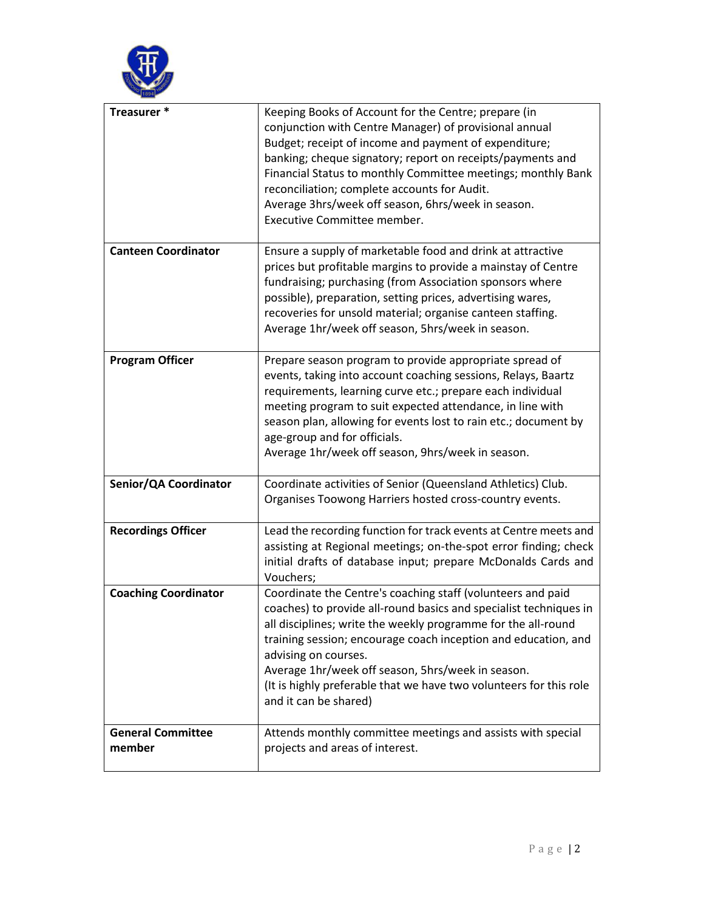| | |
|---|---|
| **Treasurer *** | Keeping Books of Account for the Centre; prepare (in conjunction with Centre Manager) of provisional annual Budget; receipt of income and payment of expenditure; banking; cheque signatory; report on receipts/payments and Financial Status to monthly Committee meetings; monthly Bank reconciliation; complete accounts for Audit.<br>Average 3hrs/week off season, 6hrs/week in season.<br>Executive Committee member. |
| **Canteen Coordinator** | Ensure a supply of marketable food and drink at attractive prices but profitable margins to provide a mainstay of Centre fundraising; purchasing (from Association sponsors where possible), preparation, setting prices, advertising wares, recoveries for unsold material; organise canteen staffing.<br>Average 1hr/week off season, 5hrs/week in season. |
| **Program Officer** | Prepare season program to provide appropriate spread of events, taking into account coaching sessions, Relays, Baartz requirements, learning curve etc.; prepare each individual meeting program to suit expected attendance, in line with season plan, allowing for events lost to rain etc.; document by age-group and for officials.<br>Average 1hr/week off season, 9hrs/week in season. |
| **Senior/QA Coordinator** | Coordinate activities of Senior (Queensland Athletics) Club. Organises Toowong Harriers hosted cross-country events. |
| **Recordings Officer** | Lead the recording function for track events at Centre meets and assisting at Regional meetings; on-the-spot error finding; check initial drafts of database input; prepare McDonalds Cards and Vouchers; |
| **Coaching Coordinator** | Coordinate the Centre's coaching staff (volunteers and paid coaches) to provide all-round basics and specialist techniques in all disciplines; write the weekly programme for the all-round training session; encourage coach inception and education, and advising on courses.<br>Average 1hr/week off season, 5hrs/week in season.<br>(It is highly preferable that we have two volunteers for this role and it can be shared) |
| **General Committee member** | Attends monthly committee meetings and assists with special projects and areas of interest. |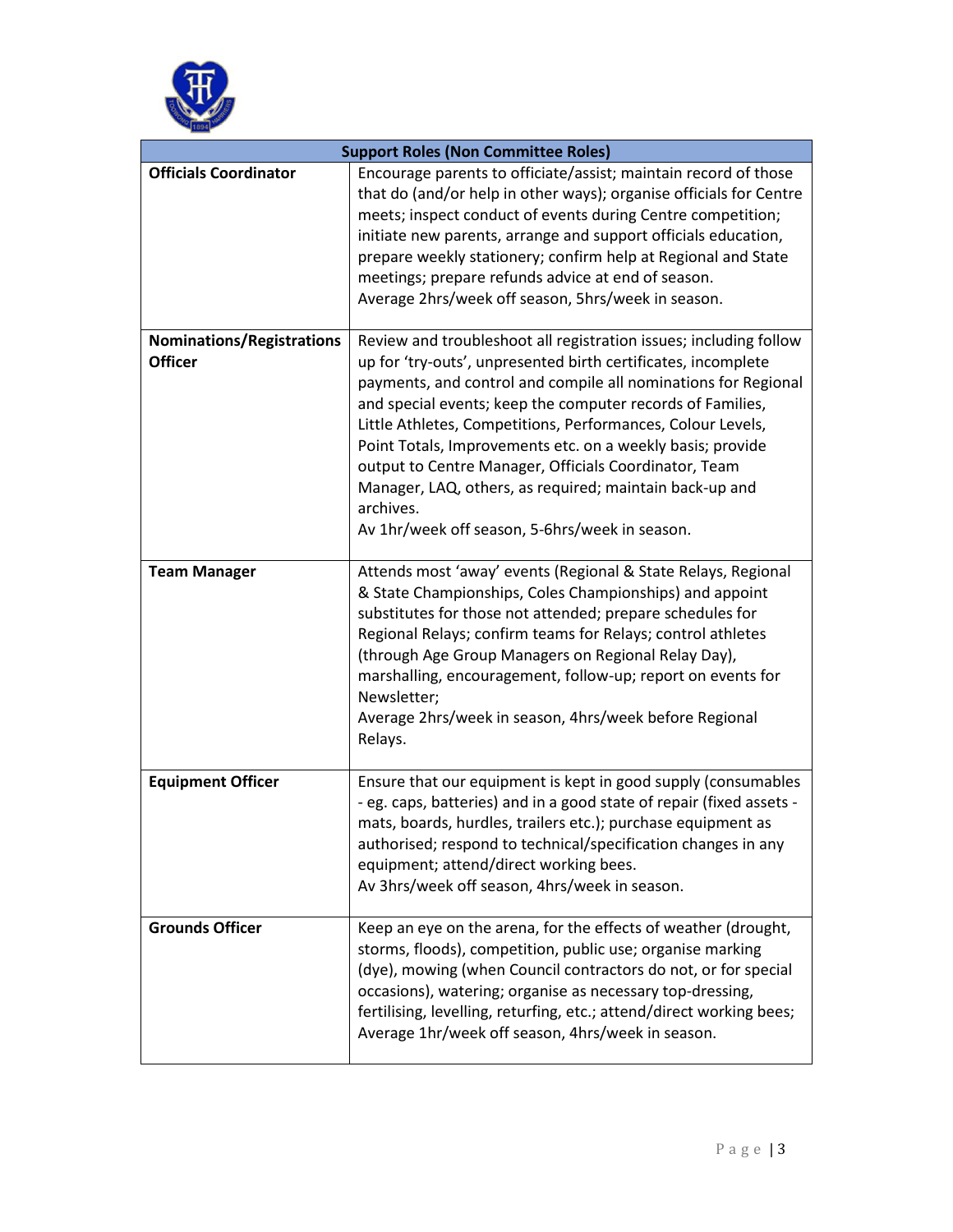| Support Roles (Non Committee Roles) | |
|---|---|
| **Officials Coordinator** | Encourage parents to officiate/assist; maintain record of those that do (and/or help in other ways); organise officials for Centre meets; inspect conduct of events during Centre competition; initiate new parents, arrange and support officials education, prepare weekly stationery; confirm help at Regional and State meetings; prepare refunds advice at end of season.<br>Average 2hrs/week off season, 5hrs/week in season. |
| **Nominations/Registrations Officer** | Review and troubleshoot all registration issues; including follow up for 'try-outs', unpresented birth certificates, incomplete payments, and control and compile all nominations for Regional and special events; keep the computer records of Families, Little Athletes, Competitions, Performances, Colour Levels, Point Totals, Improvements etc. on a weekly basis; provide output to Centre Manager, Officials Coordinator, Team Manager, LAQ, others, as required; maintain back-up and archives.<br>Av 1hr/week off season, 5-6hrs/week in season. |
| **Team Manager** | Attends most 'away' events (Regional & State Relays, Regional & State Championships, Coles Championships) and appoint substitutes for those not attended; prepare schedules for Regional Relays; confirm teams for Relays; control athletes (through Age Group Managers on Regional Relay Day), marshalling, encouragement, follow-up; report on events for Newsletter;<br>Average 2hrs/week in season, 4hrs/week before Regional Relays. |
| **Equipment Officer** | Ensure that our equipment is kept in good supply (consumables - eg. caps, batteries) and in a good state of repair (fixed assets - mats, boards, hurdles, trailers etc.); purchase equipment as authorised; respond to technical/specification changes in any equipment; attend/direct working bees.<br>Av 3hrs/week off season, 4hrs/week in season. |
| **Grounds Officer** | Keep an eye on the arena, for the effects of weather (drought, storms, floods), competition, public use; organise marking (dye), mowing (when Council contractors do not, or for special occasions), watering; organise as necessary top-dressing, fertilising, levelling, returfing, etc.; attend/direct working bees;<br>Average 1hr/week off season, 4hrs/week in season. |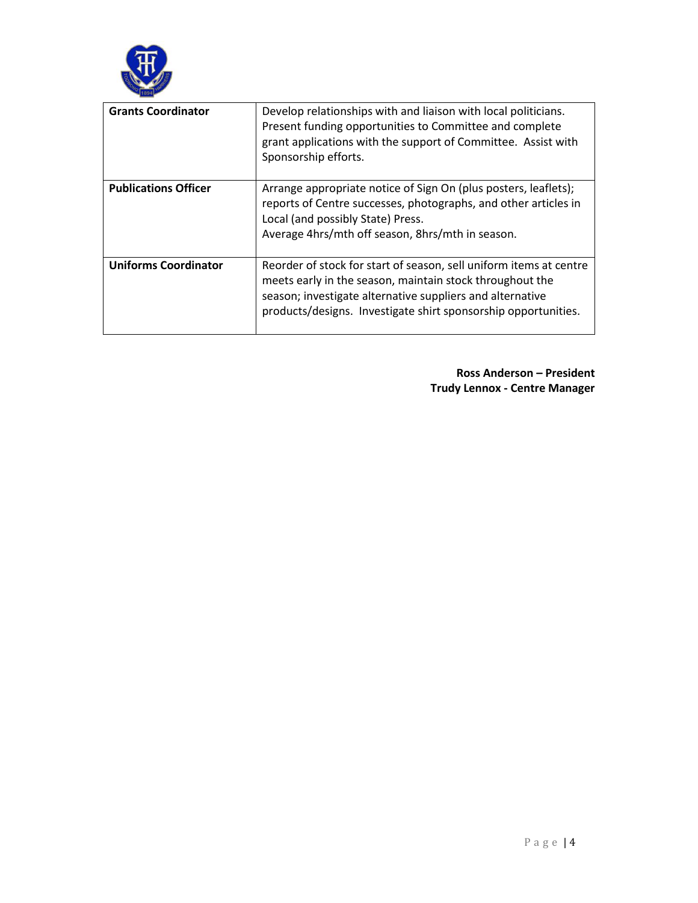| | |
|---|---|
| **Grants Coordinator** | Develop relationships with and liaison with local politicians. Present funding opportunities to Committee and complete grant applications with the support of Committee. Assist with Sponsorship efforts. |
| **Publications Officer** | Arrange appropriate notice of Sign On (plus posters, leaflets); reports of Centre successes, photographs, and other articles in Local (and possibly State) Press.<br>Average 4hrs/mth off season, 8hrs/mth in season. |
| **Uniforms Coordinator** | Reorder of stock for start of season, sell uniform items at centre meets early in the season, maintain stock throughout the season; investigate alternative suppliers and alternative products/designs. Investigate shirt sponsorship opportunities. |

**Ross Anderson – President**
**Trudy Lennox - Centre Manager**